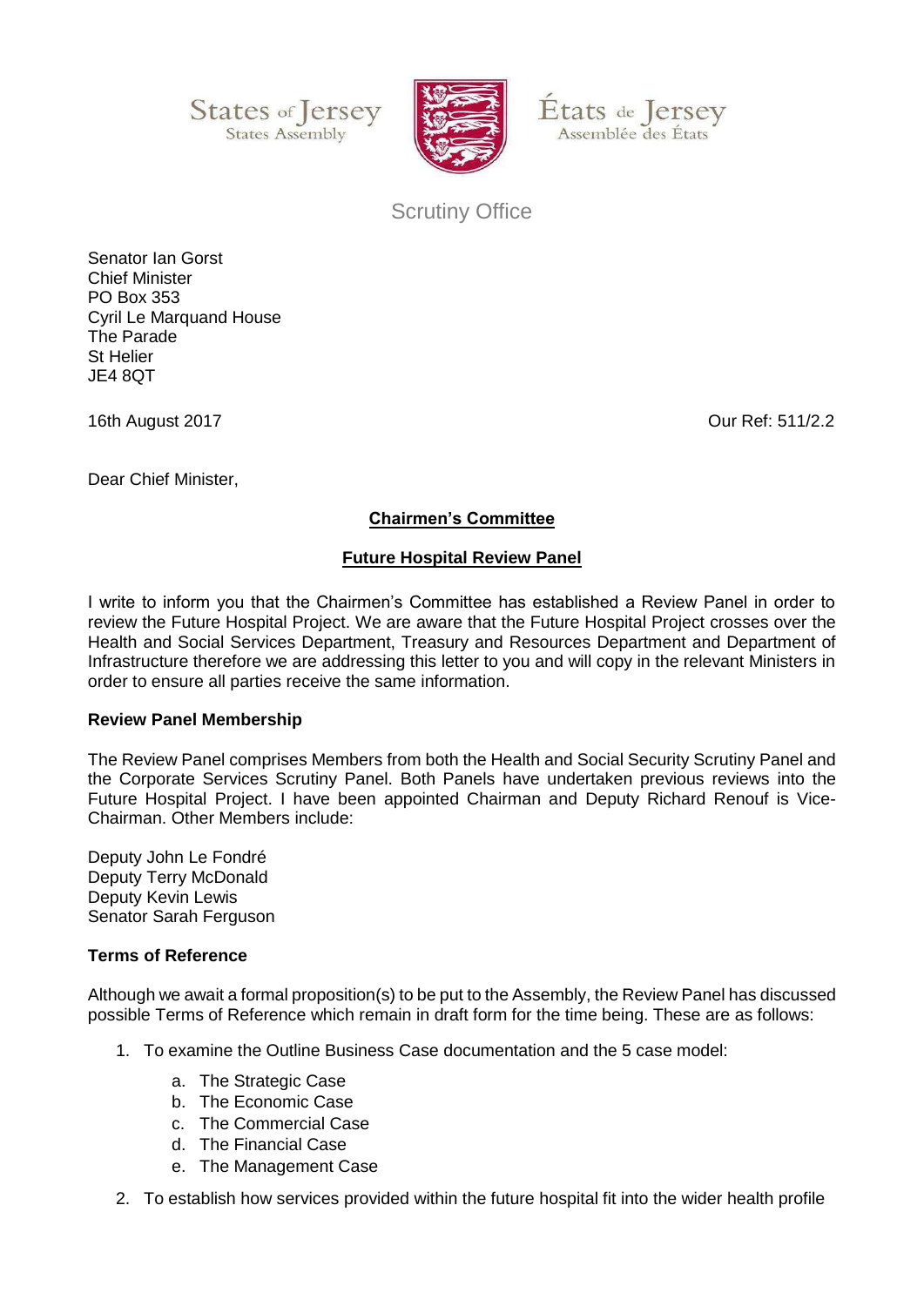States of Jersey
States Assembly

États de Jersey
Assemblée des États

Scrutiny Office

Senator Ian Gorst
Chief Minister
PO Box 353
Cyril Le Marquand House
The Parade
St Helier
JE4 8QT

16th August 2017

Our Ref: 511/2.2

Dear Chief Minister,

**Chairmen's Committee**

**Future Hospital Review Panel**

I write to inform you that the Chairmen's Committee has established a Review Panel in order to review the Future Hospital Project. We are aware that the Future Hospital Project crosses over the Health and Social Services Department, Treasury and Resources Department and Department of Infrastructure therefore we are addressing this letter to you and will copy in the relevant Ministers in order to ensure all parties receive the same information.

**Review Panel Membership**

The Review Panel comprises Members from both the Health and Social Security Scrutiny Panel and the Corporate Services Scrutiny Panel. Both Panels have undertaken previous reviews into the Future Hospital Project. I have been appointed Chairman and Deputy Richard Renouf is Vice-Chairman. Other Members include:

Deputy John Le Fondré
Deputy Terry McDonald
Deputy Kevin Lewis
Senator Sarah Ferguson

**Terms of Reference**

Although we await a formal proposition(s) to be put to the Assembly, the Review Panel has discussed possible Terms of Reference which remain in draft form for the time being. These are as follows:

1. To examine the Outline Business Case documentation and the 5 case model:
    a. The Strategic Case
    b. The Economic Case
    c. The Commercial Case
    d. The Financial Case
    e. The Management Case
2. To establish how services provided within the future hospital fit into the wider health profile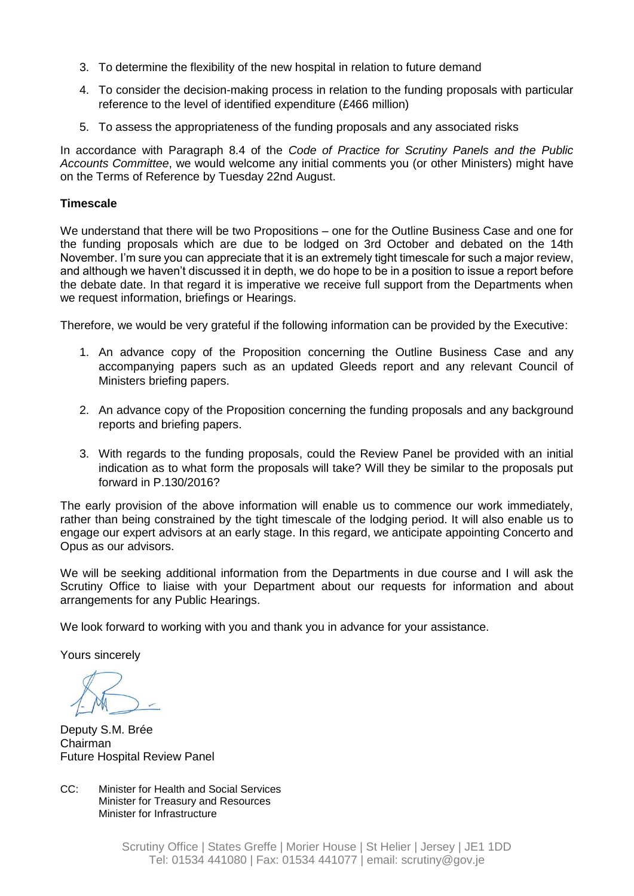3. To determine the flexibility of the new hospital in relation to future demand
4. To consider the decision-making process in relation to the funding proposals with particular reference to the level of identified expenditure (£466 million)
5. To assess the appropriateness of the funding proposals and any associated risks

In accordance with Paragraph 8.4 of the *Code of Practice for Scrutiny Panels and the Public Accounts Committee*, we would welcome any initial comments you (or other Ministers) might have on the Terms of Reference by Tuesday 22nd August.

**Timescale**

We understand that there will be two Propositions – one for the Outline Business Case and one for the funding proposals which are due to be lodged on 3rd October and debated on the 14th November. I'm sure you can appreciate that it is an extremely tight timescale for such a major review, and although we haven't discussed it in depth, we do hope to be in a position to issue a report before the debate date. In that regard it is imperative we receive full support from the Departments when we request information, briefings or Hearings.

Therefore, we would be very grateful if the following information can be provided by the Executive:

1. An advance copy of the Proposition concerning the Outline Business Case and any accompanying papers such as an updated Gleeds report and any relevant Council of Ministers briefing papers.
2. An advance copy of the Proposition concerning the funding proposals and any background reports and briefing papers.
3. With regards to the funding proposals, could the Review Panel be provided with an initial indication as to what form the proposals will take? Will they be similar to the proposals put forward in P.130/2016?

The early provision of the above information will enable us to commence our work immediately, rather than being constrained by the tight timescale of the lodging period. It will also enable us to engage our expert advisors at an early stage. In this regard, we anticipate appointing Concerto and Opus as our advisors.

We will be seeking additional information from the Departments in due course and I will ask the Scrutiny Office to liaise with your Department about our requests for information and about arrangements for any Public Hearings.

We look forward to working with you and thank you in advance for your assistance.

Yours sincerely

Deputy S.M. Brée
Chairman
Future Hospital Review Panel

CC: Minister for Health and Social Services
Minister for Treasury and Resources
Minister for Infrastructure

Scrutiny Office | States Greffe | Morier House | St Helier | Jersey | JE1 1DD
Tel: 01534 441080 | Fax: 01534 441077 | email: scrutiny@gov.je